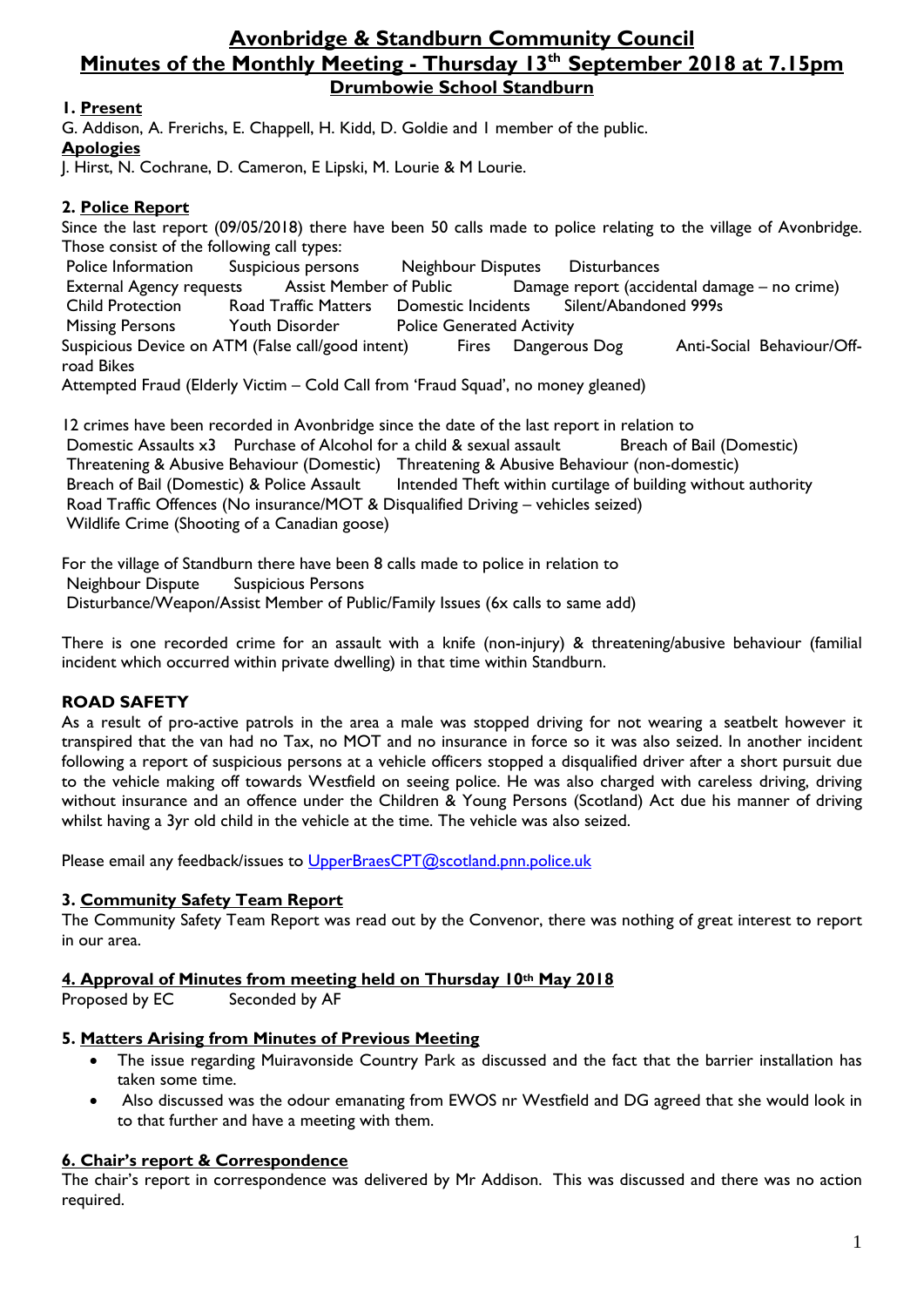# Avonbridge & Standburn Community Council
## Minutes of the Monthly Meeting - Thursday 13th September 2018 at 7.15pm
### Drumbowie School Standburn

**1. Present**

G. Addison, A. Frerichs, E. Chappell, H. Kidd, D. Goldie and 1 member of the public.

**Apologies**

J. Hirst, N. Cochrane, D. Cameron, E Lipski, M. Lourie & M Lourie.

**2. Police Report**

Since the last report (09/05/2018) there have been 50 calls made to police relating to the village of Avonbridge. Those consist of the following call types:

Police Information    Suspicious persons    Neighbour Disputes    Disturbances
External Agency requests    Assist Member of Public    Damage report (accidental damage – no crime)
Child Protection    Road Traffic Matters    Domestic Incidents    Silent/Abandoned 999s
Missing Persons    Youth Disorder    Police Generated Activity
Suspicious Device on ATM (False call/good intent)    Fires    Dangerous Dog    Anti-Social Behaviour/Off-road Bikes
Attempted Fraud (Elderly Victim – Cold Call from 'Fraud Squad', no money gleaned)

12 crimes have been recorded in Avonbridge since the date of the last report in relation to
Domestic Assaults x3    Purchase of Alcohol for a child & sexual assault    Breach of Bail (Domestic)
Threatening & Abusive Behaviour (Domestic)    Threatening & Abusive Behaviour (non-domestic)
Breach of Bail (Domestic) & Police Assault    Intended Theft within curtilage of building without authority
Road Traffic Offences (No insurance/MOT & Disqualified Driving – vehicles seized)
Wildlife Crime (Shooting of a Canadian goose)

For the village of Standburn there have been 8 calls made to police in relation to
Neighbour Dispute    Suspicious Persons
Disturbance/Weapon/Assist Member of Public/Family Issues (6x calls to same add)

There is one recorded crime for an assault with a knife (non-injury) & threatening/abusive behaviour (familial incident which occurred within private dwelling) in that time within Standburn.

**ROAD SAFETY**

As a result of pro-active patrols in the area a male was stopped driving for not wearing a seatbelt however it transpired that the van had no Tax, no MOT and no insurance in force so it was also seized. In another incident following a report of suspicious persons at a vehicle officers stopped a disqualified driver after a short pursuit due to the vehicle making off towards Westfield on seeing police. He was also charged with careless driving, driving without insurance and an offence under the Children & Young Persons (Scotland) Act due his manner of driving whilst having a 3yr old child in the vehicle at the time. The vehicle was also seized.

Please email any feedback/issues to UpperBraesCPT@scotland.pnn.police.uk

**3. Community Safety Team Report**

The Community Safety Team Report was read out by the Convenor, there was nothing of great interest to report in our area.

**4. Approval of Minutes from meeting held on Thursday 10th May 2018**

Proposed by EC    Seconded by AF

**5. Matters Arising from Minutes of Previous Meeting**

- The issue regarding Muiravonside Country Park as discussed and the fact that the barrier installation has taken some time.
- Also discussed was the odour emanating from EWOS nr Westfield and DG agreed that she would look in to that further and have a meeting with them.

**6. Chair's report & Correspondence**

The chair's report in correspondence was delivered by Mr Addison. This was discussed and there was no action required.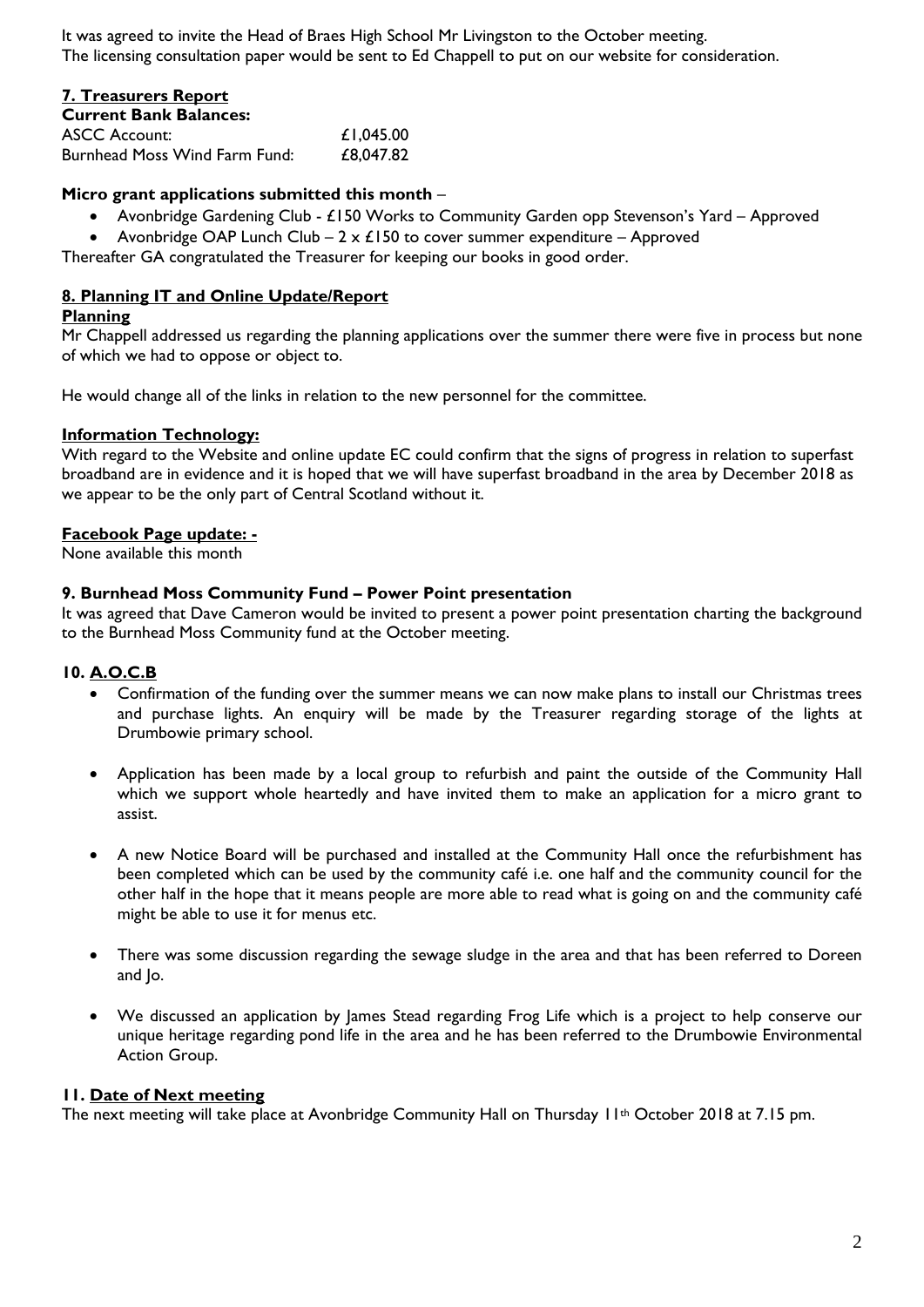It was agreed to invite the Head of Braes High School Mr Livingston to the October meeting.
The licensing consultation paper would be sent to Ed Chappell to put on our website for consideration.

## 7. Treasurers Report

**Current Bank Balances:**

| | |
|---|---|
| ASCC Account: | £1,045.00 |
| Burnhead Moss Wind Farm Fund: | £8,047.82 |

**Micro grant applications submitted this month** –

- Avonbridge Gardening Club - £150 Works to Community Garden opp Stevenson's Yard – Approved
- Avonbridge OAP Lunch Club – 2 x £150 to cover summer expenditure – Approved

Thereafter GA congratulated the Treasurer for keeping our books in good order.

## 8. Planning IT and Online Update/Report

**Planning**

Mr Chappell addressed us regarding the planning applications over the summer there were five in process but none of which we had to oppose or object to.

He would change all of the links in relation to the new personnel for the committee.

**Information Technology:**

With regard to the Website and online update EC could confirm that the signs of progress in relation to superfast broadband are in evidence and it is hoped that we will have superfast broadband in the area by December 2018 as we appear to be the only part of Central Scotland without it.

**Facebook Page update: -**

None available this month

## 9. Burnhead Moss Community Fund – Power Point presentation

It was agreed that Dave Cameron would be invited to present a power point presentation charting the background to the Burnhead Moss Community fund at the October meeting.

## 10. A.O.C.B

- Confirmation of the funding over the summer means we can now make plans to install our Christmas trees and purchase lights. An enquiry will be made by the Treasurer regarding storage of the lights at Drumbowie primary school.
- Application has been made by a local group to refurbish and paint the outside of the Community Hall which we support whole heartedly and have invited them to make an application for a micro grant to assist.
- A new Notice Board will be purchased and installed at the Community Hall once the refurbishment has been completed which can be used by the community café i.e. one half and the community council for the other half in the hope that it means people are more able to read what is going on and the community café might be able to use it for menus etc.
- There was some discussion regarding the sewage sludge in the area and that has been referred to Doreen and Jo.
- We discussed an application by James Stead regarding Frog Life which is a project to help conserve our unique heritage regarding pond life in the area and he has been referred to the Drumbowie Environmental Action Group.

## 11. Date of Next meeting

The next meeting will take place at Avonbridge Community Hall on Thursday 11th October 2018 at 7.15 pm.